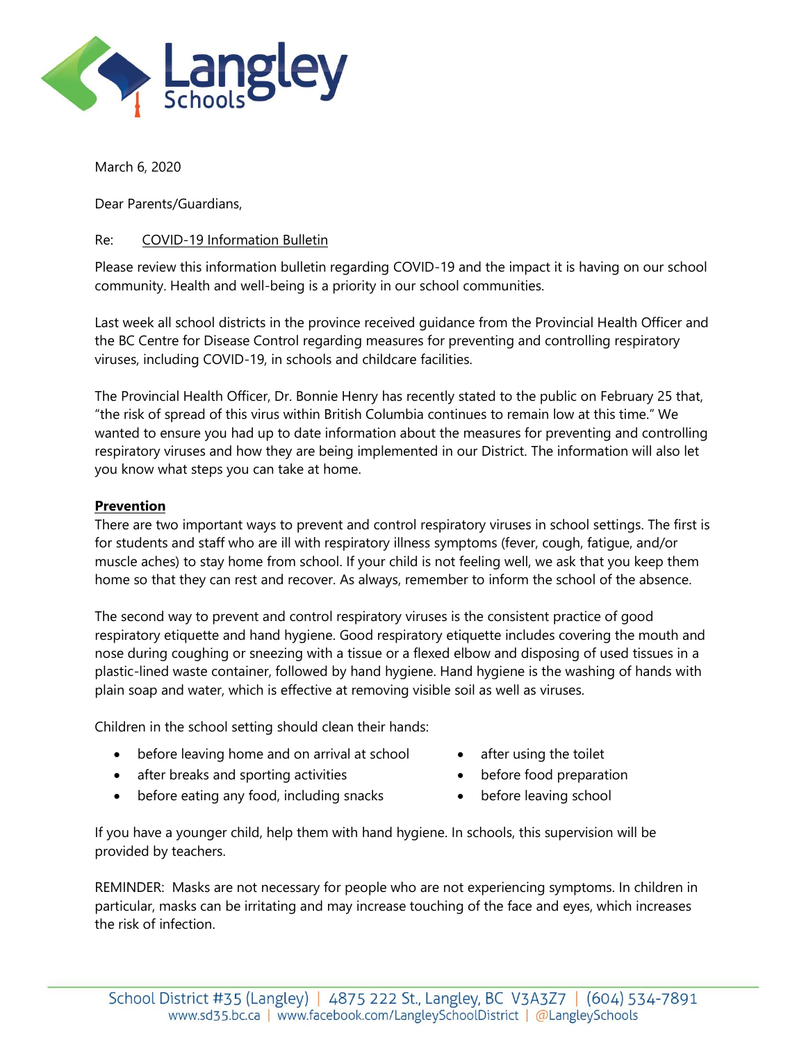March 6, 2020

Dear Parents/Guardians,

Re: COVID-19 Information Bulletin

Please review this information bulletin regarding COVID-19 and the impact it is having on our school community. Health and well-being is a priority in our school communities.

Last week all school districts in the province received guidance from the Provincial Health Officer and the BC Centre for Disease Control regarding measures for preventing and controlling respiratory viruses, including COVID-19, in schools and childcare facilities.

The Provincial Health Officer, Dr. Bonnie Henry has recently stated to the public on February 25 that, "the risk of spread of this virus within British Columbia continues to remain low at this time." We wanted to ensure you had up to date information about the measures for preventing and controlling respiratory viruses and how they are being implemented in our District. The information will also let you know what steps you can take at home.

**Prevention**

There are two important ways to prevent and control respiratory viruses in school settings. The first is for students and staff who are ill with respiratory illness symptoms (fever, cough, fatigue, and/or muscle aches) to stay home from school. If your child is not feeling well, we ask that you keep them home so that they can rest and recover. As always, remember to inform the school of the absence.

The second way to prevent and control respiratory viruses is the consistent practice of good respiratory etiquette and hand hygiene. Good respiratory etiquette includes covering the mouth and nose during coughing or sneezing with a tissue or a flexed elbow and disposing of used tissues in a plastic-lined waste container, followed by hand hygiene. Hand hygiene is the washing of hands with plain soap and water, which is effective at removing visible soil as well as viruses.

Children in the school setting should clean their hands:

- before leaving home and on arrival at school
- after breaks and sporting activities
- before eating any food, including snacks
- after using the toilet
- before food preparation
- before leaving school

If you have a younger child, help them with hand hygiene. In schools, this supervision will be provided by teachers.

REMINDER: Masks are not necessary for people who are not experiencing symptoms. In children in particular, masks can be irritating and may increase touching of the face and eyes, which increases the risk of infection.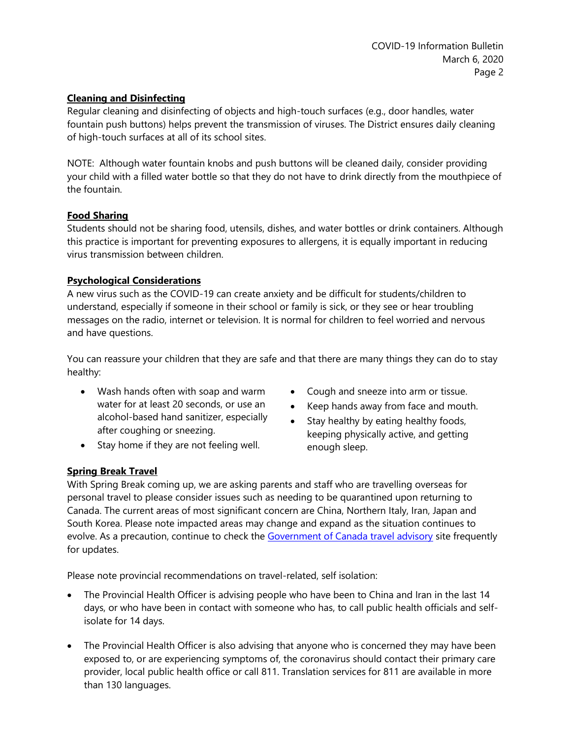**Cleaning and Disinfecting**

Regular cleaning and disinfecting of objects and high-touch surfaces (e.g., door handles, water fountain push buttons) helps prevent the transmission of viruses. The District ensures daily cleaning of high-touch surfaces at all of its school sites.

NOTE: Although water fountain knobs and push buttons will be cleaned daily, consider providing your child with a filled water bottle so that they do not have to drink directly from the mouthpiece of the fountain.

**Food Sharing**

Students should not be sharing food, utensils, dishes, and water bottles or drink containers. Although this practice is important for preventing exposures to allergens, it is equally important in reducing virus transmission between children.

**Psychological Considerations**

A new virus such as the COVID-19 can create anxiety and be difficult for students/children to understand, especially if someone in their school or family is sick, or they see or hear troubling messages on the radio, internet or television. It is normal for children to feel worried and nervous and have questions.

You can reassure your children that they are safe and that there are many things they can do to stay healthy:

- Wash hands often with soap and warm water for at least 20 seconds, or use an alcohol-based hand sanitizer, especially after coughing or sneezing.
- Stay home if they are not feeling well.
- Cough and sneeze into arm or tissue.
- Keep hands away from face and mouth.
- Stay healthy by eating healthy foods, keeping physically active, and getting enough sleep.

**Spring Break Travel**

With Spring Break coming up, we are asking parents and staff who are travelling overseas for personal travel to please consider issues such as needing to be quarantined upon returning to Canada. The current areas of most significant concern are China, Northern Italy, Iran, Japan and South Korea. Please note impacted areas may change and expand as the situation continues to evolve. As a precaution, continue to check the Government of Canada travel advisory site frequently for updates.

Please note provincial recommendations on travel-related, self isolation:

- The Provincial Health Officer is advising people who have been to China and Iran in the last 14 days, or who have been in contact with someone who has, to call public health officials and self-isolate for 14 days.
- The Provincial Health Officer is also advising that anyone who is concerned they may have been exposed to, or are experiencing symptoms of, the coronavirus should contact their primary care provider, local public health office or call 811. Translation services for 811 are available in more than 130 languages.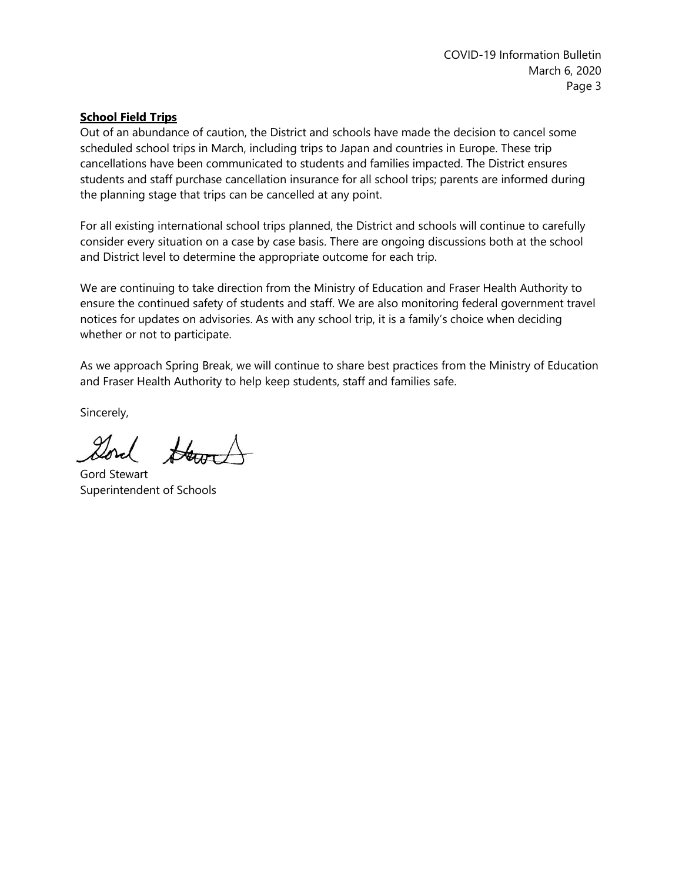## School Field Trips

Out of an abundance of caution, the District and schools have made the decision to cancel some scheduled school trips in March, including trips to Japan and countries in Europe. These trip cancellations have been communicated to students and families impacted. The District ensures students and staff purchase cancellation insurance for all school trips; parents are informed during the planning stage that trips can be cancelled at any point.

For all existing international school trips planned, the District and schools will continue to carefully consider every situation on a case by case basis. There are ongoing discussions both at the school and District level to determine the appropriate outcome for each trip.

We are continuing to take direction from the Ministry of Education and Fraser Health Authority to ensure the continued safety of students and staff. We are also monitoring federal government travel notices for updates on advisories. As with any school trip, it is a family's choice when deciding whether or not to participate.

As we approach Spring Break, we will continue to share best practices from the Ministry of Education and Fraser Health Authority to help keep students, staff and families safe.

Sincerely,

Gord Stewart
Superintendent of Schools